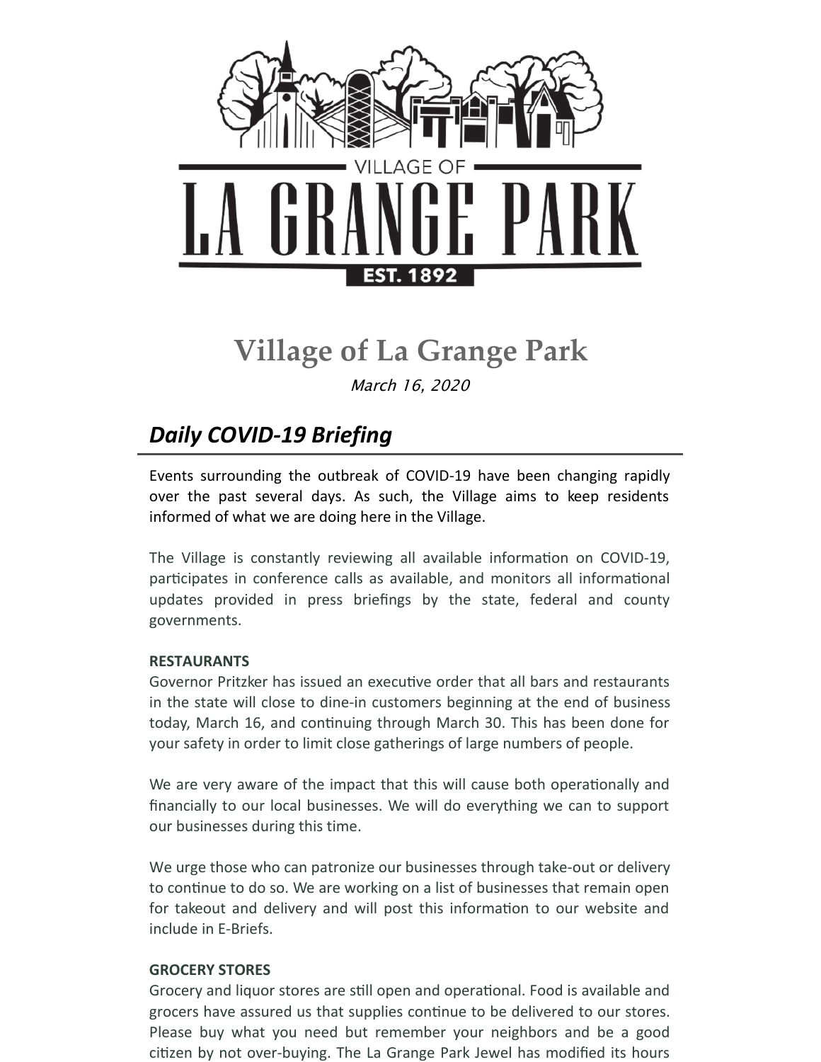# Village of La Grange Park

*March 16, 2020*

## *Daily COVID-19 Briefing*

Events surrounding the outbreak of COVID-19 have been changing rapidly over the past several days. As such, the Village aims to keep residents informed of what we are doing here in the Village.

The Village is constantly reviewing all available information on COVID-19, participates in conference calls as available, and monitors all informational updates provided in press briefings by the state, federal and county governments.

**RESTAURANTS**

Governor Pritzker has issued an executive order that all bars and restaurants in the state will close to dine-in customers beginning at the end of business today, March 16, and continuing through March 30. This has been done for your safety in order to limit close gatherings of large numbers of people.

We are very aware of the impact that this will cause both operationally and financially to our local businesses. We will do everything we can to support our businesses during this time.

We urge those who can patronize our businesses through take-out or delivery to continue to do so. We are working on a list of businesses that remain open for takeout and delivery and will post this information to our website and include in E-Briefs.

**GROCERY STORES**

Grocery and liquor stores are still open and operational. Food is available and grocers have assured us that supplies continue to be delivered to our stores. Please buy what you need but remember your neighbors and be a good citizen by not over-buying. The La Grange Park Jewel has modified its hours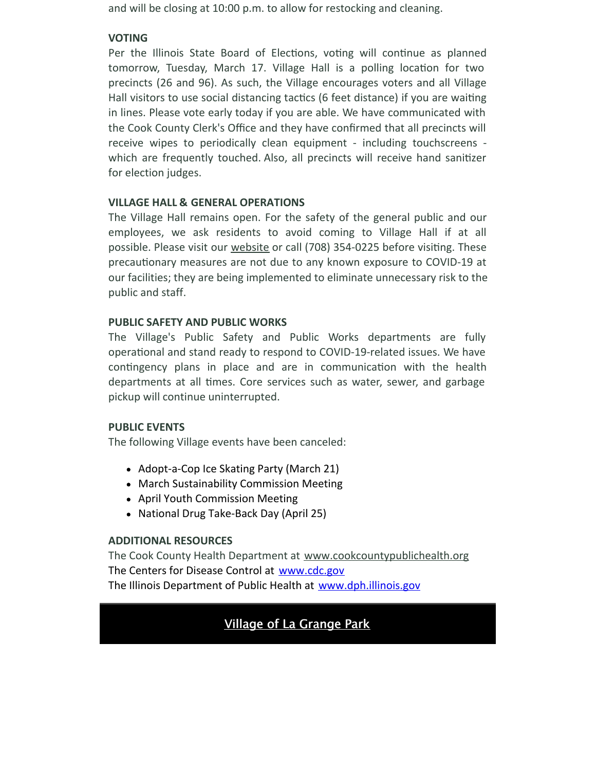and will be closing at 10:00 p.m. to allow for restocking and cleaning.

**VOTING**

Per the Illinois State Board of Elections, voting will continue as planned tomorrow, Tuesday, March 17. Village Hall is a polling location for two precincts (26 and 96). As such, the Village encourages voters and all Village Hall visitors to use social distancing tactics (6 feet distance) if you are waiting in lines. Please vote early today if you are able. We have communicated with the Cook County Clerk's Office and they have confirmed that all precincts will receive wipes to periodically clean equipment - including touchscreens - which are frequently touched. Also, all precincts will receive hand sanitizer for election judges.

**VILLAGE HALL & GENERAL OPERATIONS**

The Village Hall remains open. For the safety of the general public and our employees, we ask residents to avoid coming to Village Hall if at all possible. Please visit our website or call (708) 354-0225 before visiting. These precautionary measures are not due to any known exposure to COVID-19 at our facilities; they are being implemented to eliminate unnecessary risk to the public and staff.

**PUBLIC SAFETY AND PUBLIC WORKS**

The Village's Public Safety and Public Works departments are fully operational and stand ready to respond to COVID-19-related issues. We have contingency plans in place and are in communication with the health departments at all times. Core services such as water, sewer, and garbage pickup will continue uninterrupted.

**PUBLIC EVENTS**

The following Village events have been canceled:

- Adopt-a-Cop Ice Skating Party (March 21)
- March Sustainability Commission Meeting
- April Youth Commission Meeting
- National Drug Take-Back Day (April 25)

**ADDITIONAL RESOURCES**

The Cook County Health Department at www.cookcountypublichealth.org
The Centers for Disease Control at www.cdc.gov
The Illinois Department of Public Health at www.dph.illinois.gov

Village of La Grange Park